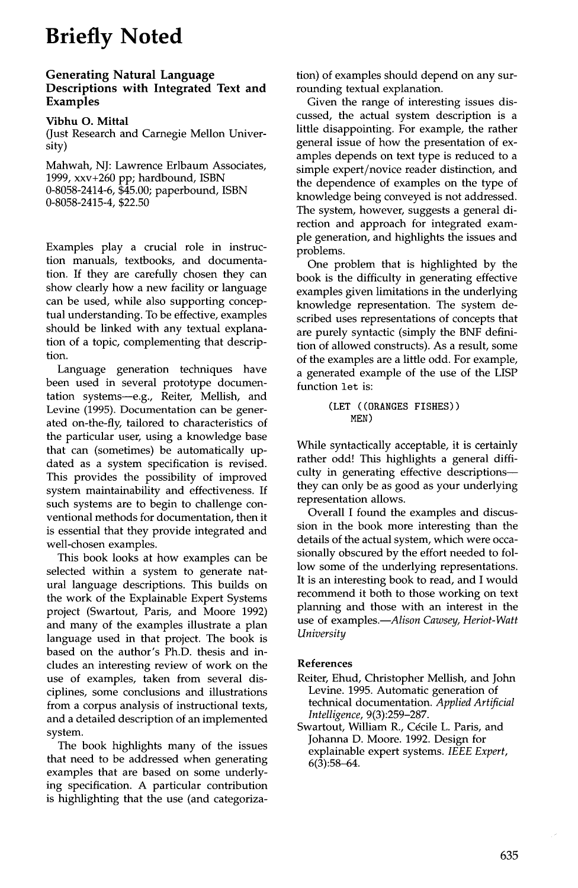# Briefly Noted

## Generating Natural Language Descriptions with Integrated Text and Examples

**Vibhu O. Mittal**
(Just Research and Carnegie Mellon University)

Mahwah, NJ: Lawrence Erlbaum Associates, 1999, xxv+260 pp; hardbound, ISBN 0-8058-2414-6, $45.00; paperbound, ISBN 0-8058-2415-4, $22.50

Examples play a crucial role in instruction manuals, textbooks, and documentation. If they are carefully chosen they can show clearly how a new facility or language can be used, while also supporting conceptual understanding. To be effective, examples should be linked with any textual explanation of a topic, complementing that description.

Language generation techniques have been used in several prototype documentation systems—e.g., Reiter, Mellish, and Levine (1995). Documentation can be generated on-the-fly, tailored to characteristics of the particular user, using a knowledge base that can (sometimes) be automatically updated as a system specification is revised. This provides the possibility of improved system maintainability and effectiveness. If such systems are to begin to challenge conventional methods for documentation, then it is essential that they provide integrated and well-chosen examples.

This book looks at how examples can be selected within a system to generate natural language descriptions. This builds on the work of the Explainable Expert Systems project (Swartout, Paris, and Moore 1992) and many of the examples illustrate a plan language used in that project. The book is based on the author's Ph.D. thesis and includes an interesting review of work on the use of examples, taken from several disciplines, some conclusions and illustrations from a corpus analysis of instructional texts, and a detailed description of an implemented system.

The book highlights many of the issues that need to be addressed when generating examples that are based on some underlying specification. A particular contribution is highlighting that the use (and categorization) of examples should depend on any surrounding textual explanation.

Given the range of interesting issues discussed, the actual system description is a little disappointing. For example, the rather general issue of how the presentation of examples depends on text type is reduced to a simple expert/novice reader distinction, and the dependence of examples on the type of knowledge being conveyed is not addressed. The system, however, suggests a general direction and approach for integrated example generation, and highlights the issues and problems.

One problem that is highlighted by the book is the difficulty in generating effective examples given limitations in the underlying knowledge representation. The system described uses representations of concepts that are purely syntactic (simply the BNF definition of allowed constructs). As a result, some of the examples are a little odd. For example, a generated example of the use of the LISP function `let` is:

```
(LET ((ORANGES FISHES))
   MEN)
```

While syntactically acceptable, it is certainly rather odd! This highlights a general difficulty in generating effective descriptions—they can only be as good as your underlying representation allows.

Overall I found the examples and discussion in the book more interesting than the details of the actual system, which were occasionally obscured by the effort needed to follow some of the underlying representations. It is an interesting book to read, and I would recommend it both to those working on text planning and those with an interest in the use of examples.—*Alison Cawsey, Heriot-Watt University*

### References

Reiter, Ehud, Christopher Mellish, and John Levine. 1995. Automatic generation of technical documentation. *Applied Artificial Intelligence*, 9(3):259–287.

Swartout, William R., Cécile L. Paris, and Johanna D. Moore. 1992. Design for explainable expert systems. *IEEE Expert*, 6(3):58–64.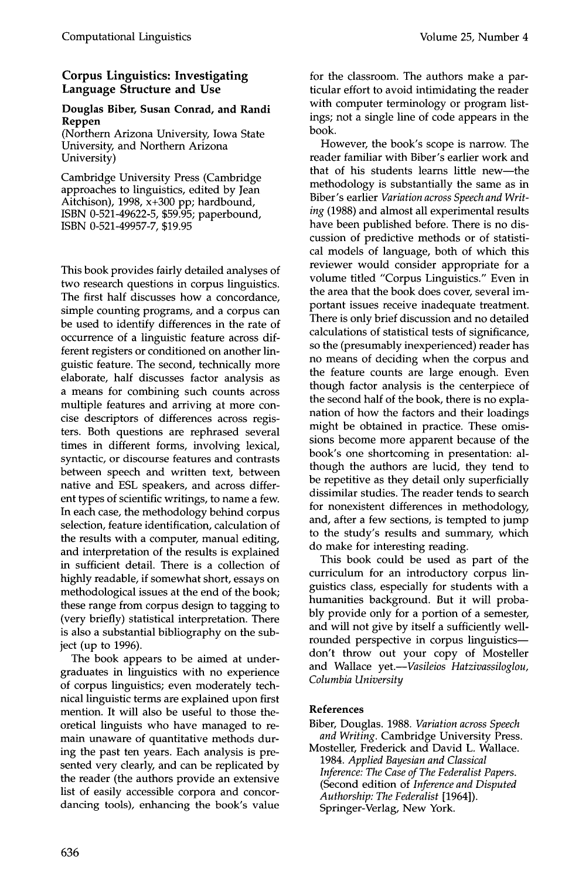### Corpus Linguistics: Investigating Language Structure and Use

**Douglas Biber, Susan Conrad, and Randi Reppen**
(Northern Arizona University, Iowa State University, and Northern Arizona University)

Cambridge University Press (Cambridge approaches to linguistics, edited by Jean Aitchison), 1998, x+300 pp; hardbound, ISBN 0-521-49622-5, $59.95; paperbound, ISBN 0-521-49957-7, $19.95

This book provides fairly detailed analyses of two research questions in corpus linguistics. The first half discusses how a concordance, simple counting programs, and a corpus can be used to identify differences in the rate of occurrence of a linguistic feature across different registers or conditioned on another linguistic feature. The second, technically more elaborate, half discusses factor analysis as a means for combining such counts across multiple features and arriving at more concise descriptors of differences across registers. Both questions are rephrased several times in different forms, involving lexical, syntactic, or discourse features and contrasts between speech and written text, between native and ESL speakers, and across different types of scientific writings, to name a few. In each case, the methodology behind corpus selection, feature identification, calculation of the results with a computer, manual editing, and interpretation of the results is explained in sufficient detail. There is a collection of highly readable, if somewhat short, essays on methodological issues at the end of the book; these range from corpus design to tagging to (very briefly) statistical interpretation. There is also a substantial bibliography on the subject (up to 1996).

The book appears to be aimed at undergraduates in linguistics with no experience of corpus linguistics; even moderately technical linguistic terms are explained upon first mention. It will also be useful to those theoretical linguists who have managed to remain unaware of quantitative methods during the past ten years. Each analysis is presented very clearly, and can be replicated by the reader (the authors provide an extensive list of easily accessible corpora and concordancing tools), enhancing the book's value for the classroom. The authors make a particular effort to avoid intimidating the reader with computer terminology or program listings; not a single line of code appears in the book.

However, the book's scope is narrow. The reader familiar with Biber's earlier work and that of his students learns little new—the methodology is substantially the same as in Biber's earlier *Variation across Speech and Writing* (1988) and almost all experimental results have been published before. There is no discussion of predictive methods or of statistical models of language, both of which this reviewer would consider appropriate for a volume titled "Corpus Linguistics." Even in the area that the book does cover, several important issues receive inadequate treatment. There is only brief discussion and no detailed calculations of statistical tests of significance, so the (presumably inexperienced) reader has no means of deciding when the corpus and the feature counts are large enough. Even though factor analysis is the centerpiece of the second half of the book, there is no explanation of how the factors and their loadings might be obtained in practice. These omissions become more apparent because of the book's one shortcoming in presentation: although the authors are lucid, they tend to be repetitive as they detail only superficially dissimilar studies. The reader tends to search for nonexistent differences in methodology, and, after a few sections, is tempted to jump to the study's results and summary, which do make for interesting reading.

This book could be used as part of the curriculum for an introductory corpus linguistics class, especially for students with a humanities background. But it will probably provide only for a portion of a semester, and will not give by itself a sufficiently well-rounded perspective in corpus linguistics—don't throw out your copy of Mosteller and Wallace yet.—*Vasileios Hatzivassiloglou, Columbia University*

#### References

Biber, Douglas. 1988. *Variation across Speech and Writing*. Cambridge University Press.

Mosteller, Frederick and David L. Wallace. 1984. *Applied Bayesian and Classical Inference: The Case of The Federalist Papers*. (Second edition of *Inference and Disputed Authorship: The Federalist* [1964]). Springer-Verlag, New York.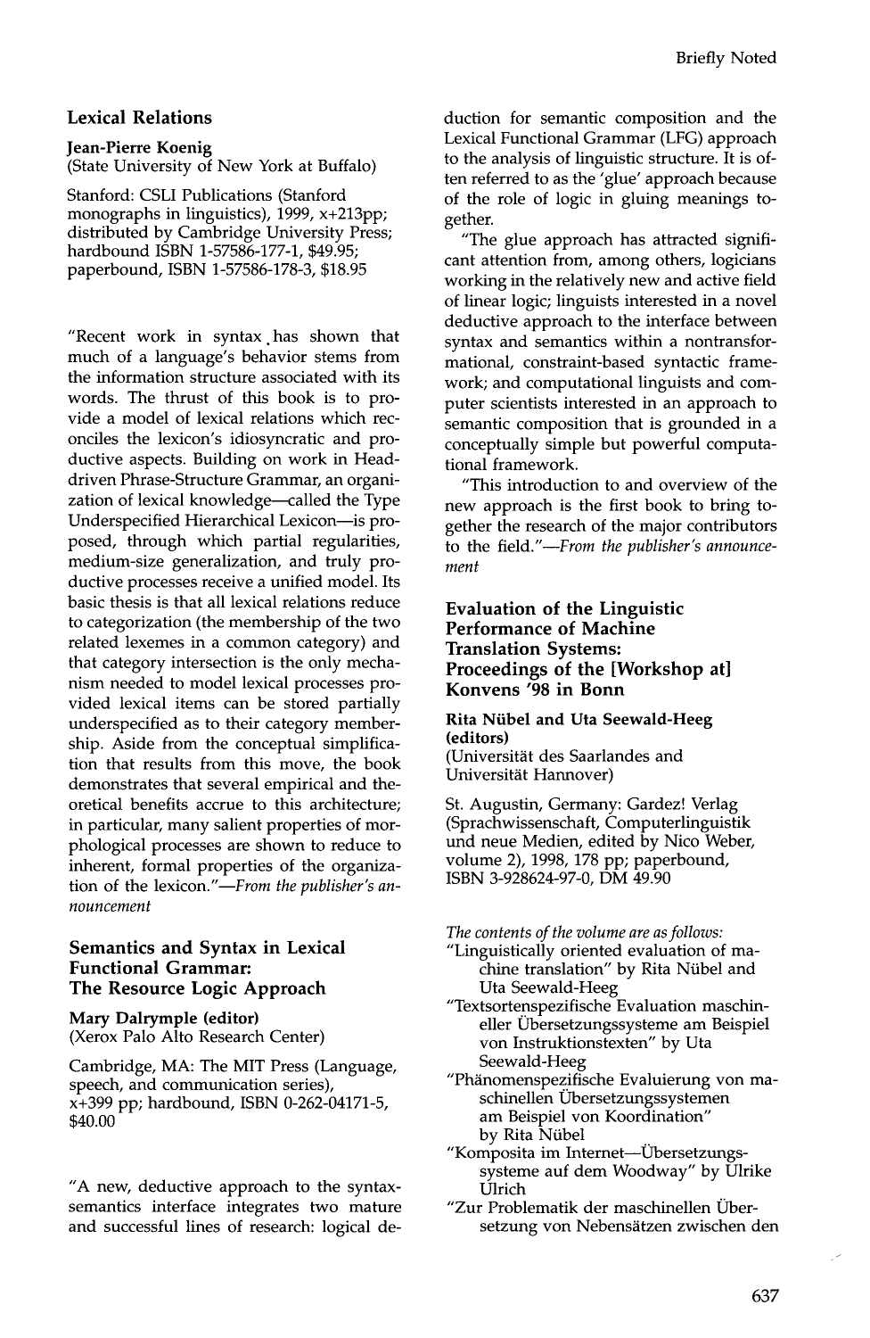### Lexical Relations

**Jean-Pierre Koenig**
(State University of New York at Buffalo)

Stanford: CSLI Publications (Stanford monographs in linguistics), 1999, x+213pp; distributed by Cambridge University Press; hardbound ISBN 1-57586-177-1, $49.95; paperbound, ISBN 1-57586-178-3, $18.95

"Recent work in syntax has shown that much of a language's behavior stems from the information structure associated with its words. The thrust of this book is to provide a model of lexical relations which reconciles the lexicon's idiosyncratic and productive aspects. Building on work in Head-driven Phrase-Structure Grammar, an organization of lexical knowledge—called the Type Underspecified Hierarchical Lexicon—is proposed, through which partial regularities, medium-size generalization, and truly productive processes receive a unified model. Its basic thesis is that all lexical relations reduce to categorization (the membership of the two related lexemes in a common category) and that category intersection is the only mechanism needed to model lexical processes provided lexical items can be stored partially underspecified as to their category membership. Aside from the conceptual simplification that results from this move, the book demonstrates that several empirical and theoretical benefits accrue to this architecture; in particular, many salient properties of morphological processes are shown to reduce to inherent, formal properties of the organization of the lexicon."—*From the publisher's announcement*

### Semantics and Syntax in Lexical Functional Grammar: The Resource Logic Approach

**Mary Dalrymple (editor)**
(Xerox Palo Alto Research Center)

Cambridge, MA: The MIT Press (Language, speech, and communication series), x+399 pp; hardbound, ISBN 0-262-04171-5, $40.00

"A new, deductive approach to the syntax-semantics interface integrates two mature and successful lines of research: logical deduction for semantic composition and the Lexical Functional Grammar (LFG) approach to the analysis of linguistic structure. It is often referred to as the 'glue' approach because of the role of logic in gluing meanings together.

"The glue approach has attracted significant attention from, among others, logicians working in the relatively new and active field of linear logic; linguists interested in a novel deductive approach to the interface between syntax and semantics within a nontransformational, constraint-based syntactic framework; and computational linguists and computer scientists interested in an approach to semantic composition that is grounded in a conceptually simple but powerful computational framework.

"This introduction to and overview of the new approach is the first book to bring together the research of the major contributors to the field."—*From the publisher's announcement*

### Evaluation of the Linguistic Performance of Machine Translation Systems: Proceedings of the [Workshop at] Konvens '98 in Bonn

**Rita Nübel and Uta Seewald-Heeg (editors)**
(Universität des Saarlandes and Universität Hannover)

St. Augustin, Germany: Gardez! Verlag (Sprachwissenschaft, Computerlinguistik und neue Medien, edited by Nico Weber, volume 2), 1998, 178 pp; paperbound, ISBN 3-928624-97-0, DM 49.90

*The contents of the volume are as follows:*

- "Linguistically oriented evaluation of machine translation" by Rita Nübel and Uta Seewald-Heeg
- "Textsortenspezifische Evaluation maschineller Übersetzungssysteme am Beispiel von Instruktionstexten" by Uta Seewald-Heeg
- "Phänomenspezifische Evaluierung von maschinellen Übersetzungssystemen am Beispiel von Koordination" by Rita Nübel
- "Komposita im Internet—Übersetzungssysteme auf dem Woodway" by Ulrike Ulrich
- "Zur Problematik der maschinellen Übersetzung von Nebensätzen zwischen den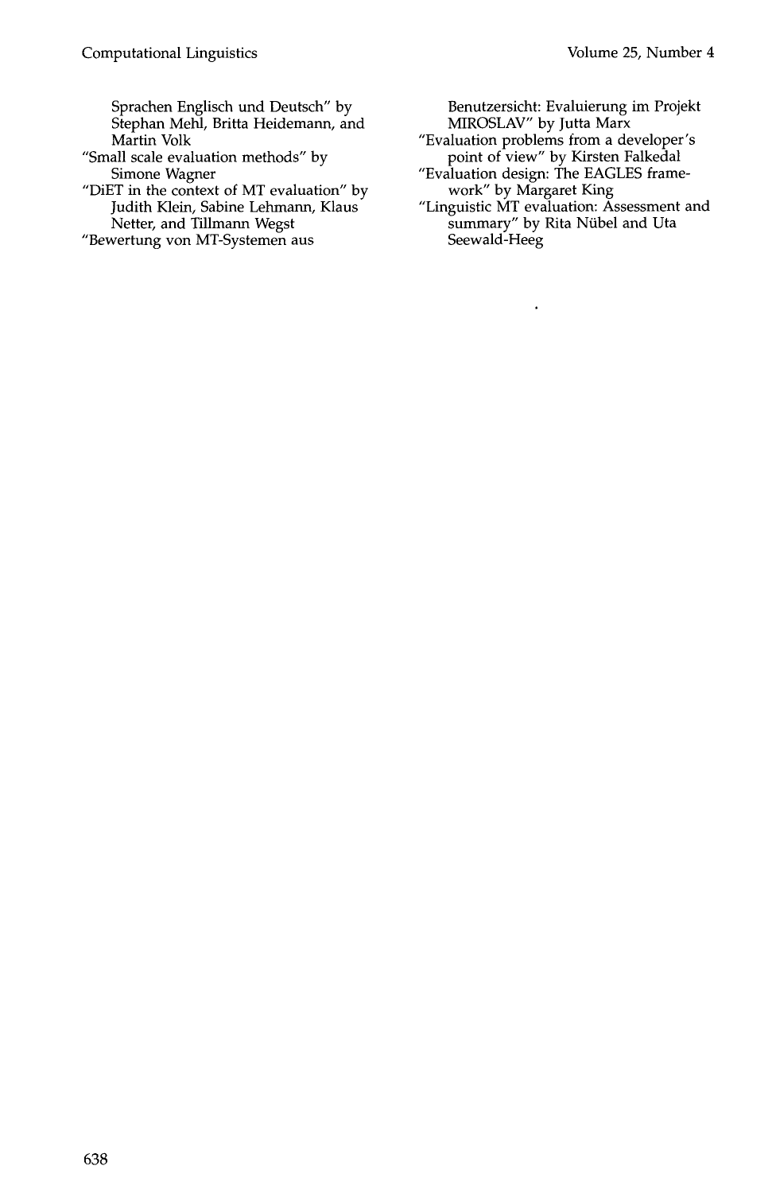Sprachen Englisch und Deutsch" by Stephan Mehl, Britta Heidemann, and Martin Volk

"Small scale evaluation methods" by Simone Wagner

"DiET in the context of MT evaluation" by Judith Klein, Sabine Lehmann, Klaus Netter, and Tillmann Wegst

"Bewertung von MT-Systemen aus Benutzersicht: Evaluierung im Projekt MIROSLAV" by Jutta Marx

"Evaluation problems from a developer's point of view" by Kirsten Falkedal

"Evaluation design: The EAGLES framework" by Margaret King

"Linguistic MT evaluation: Assessment and summary" by Rita Nübel and Uta Seewald-Heeg